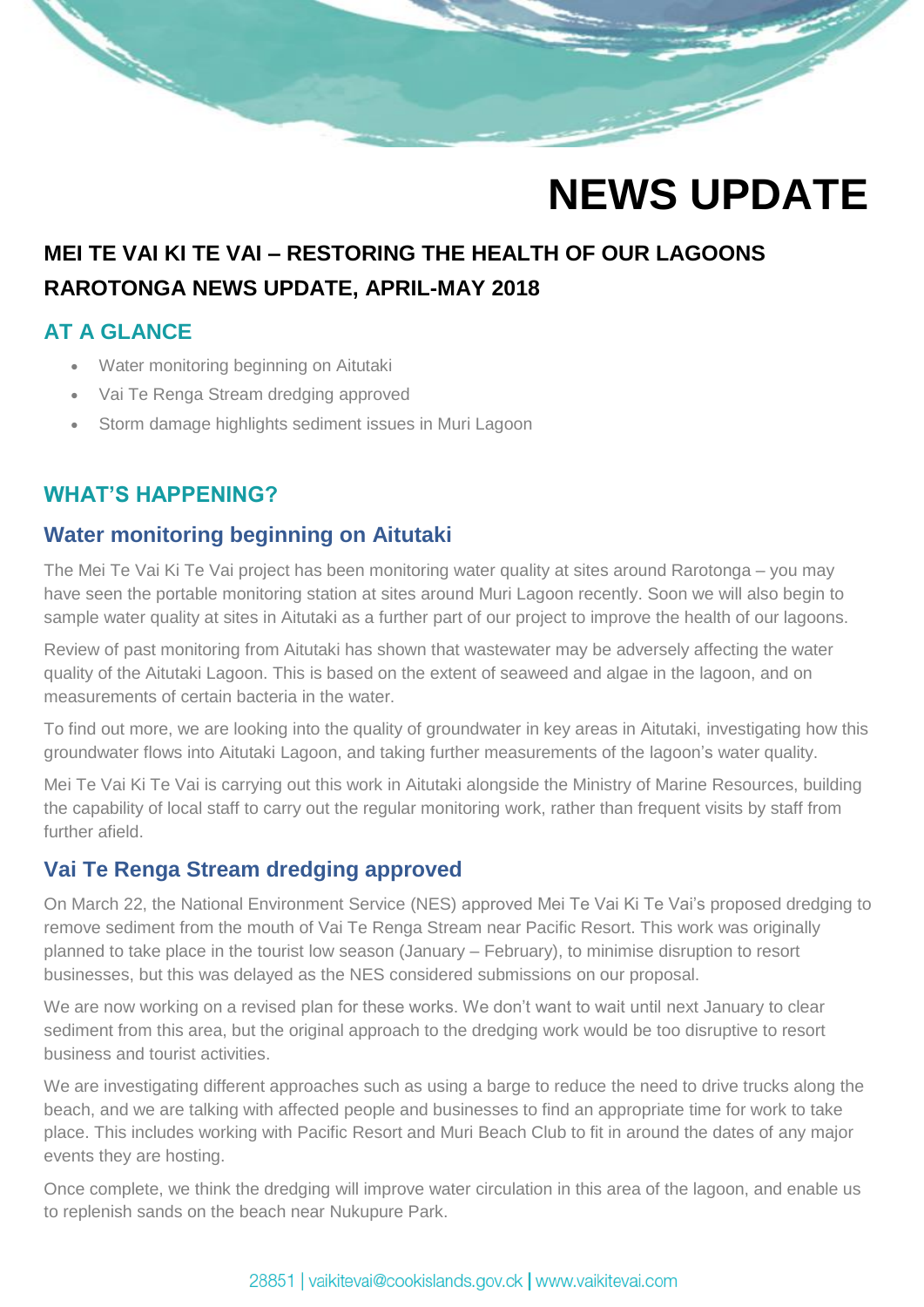# NEWS UPDATE

## MEI TE VAI KI TE VAI – RESTORING THE HEALTH OF OUR LAGOONS RAROTONGA NEWS UPDATE, APRIL-MAY 2018

### AT A GLANCE

- Water monitoring beginning on Aitutaki
- Vai Te Renga Stream dredging approved
- Storm damage highlights sediment issues in Muri Lagoon

### WHAT'S HAPPENING?

### Water monitoring beginning on Aitutaki

The Mei Te Vai Ki Te Vai project has been monitoring water quality at sites around Rarotonga – you may have seen the portable monitoring station at sites around Muri Lagoon recently. Soon we will also begin to sample water quality at sites in Aitutaki as a further part of our project to improve the health of our lagoons.

Review of past monitoring from Aitutaki has shown that wastewater may be adversely affecting the water quality of the Aitutaki Lagoon. This is based on the extent of seaweed and algae in the lagoon, and on measurements of certain bacteria in the water.

To find out more, we are looking into the quality of groundwater in key areas in Aitutaki, investigating how this groundwater flows into Aitutaki Lagoon, and taking further measurements of the lagoon's water quality.

Mei Te Vai Ki Te Vai is carrying out this work in Aitutaki alongside the Ministry of Marine Resources, building the capability of local staff to carry out the regular monitoring work, rather than frequent visits by staff from further afield.

### Vai Te Renga Stream dredging approved

On March 22, the National Environment Service (NES) approved Mei Te Vai Ki Te Vai's proposed dredging to remove sediment from the mouth of Vai Te Renga Stream near Pacific Resort. This work was originally planned to take place in the tourist low season (January – February), to minimise disruption to resort businesses, but this was delayed as the NES considered submissions on our proposal.

We are now working on a revised plan for these works. We don't want to wait until next January to clear sediment from this area, but the original approach to the dredging work would be too disruptive to resort business and tourist activities.

We are investigating different approaches such as using a barge to reduce the need to drive trucks along the beach, and we are talking with affected people and businesses to find an appropriate time for work to take place. This includes working with Pacific Resort and Muri Beach Club to fit in around the dates of any major events they are hosting.

Once complete, we think the dredging will improve water circulation in this area of the lagoon, and enable us to replenish sands on the beach near Nukupure Park.

28851 | vaikitevai@cookislands.gov.ck | www.vaikitevai.com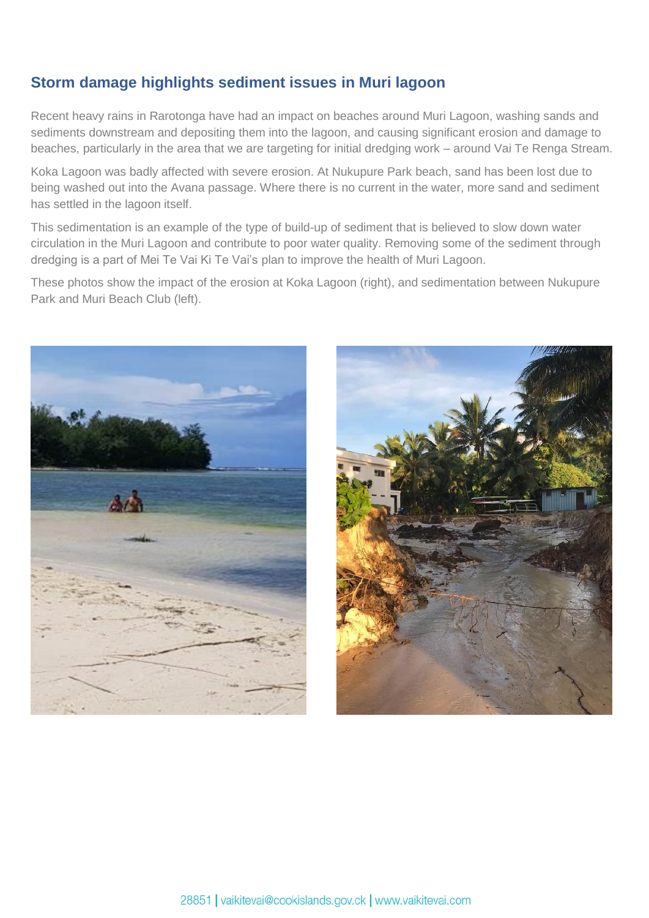## Storm damage highlights sediment issues in Muri lagoon

Recent heavy rains in Rarotonga have had an impact on beaches around Muri Lagoon, washing sands and sediments downstream and depositing them into the lagoon, and causing significant erosion and damage to beaches, particularly in the area that we are targeting for initial dredging work – around Vai Te Renga Stream.

Koka Lagoon was badly affected with severe erosion. At Nukupure Park beach, sand has been lost due to being washed out into the Avana passage. Where there is no current in the water, more sand and sediment has settled in the lagoon itself.

This sedimentation is an example of the type of build-up of sediment that is believed to slow down water circulation in the Muri Lagoon and contribute to poor water quality. Removing some of the sediment through dredging is a part of Mei Te Vai Ki Te Vai's plan to improve the health of Muri Lagoon.

These photos show the impact of the erosion at Koka Lagoon (right), and sedimentation between Nukupure Park and Muri Beach Club (left).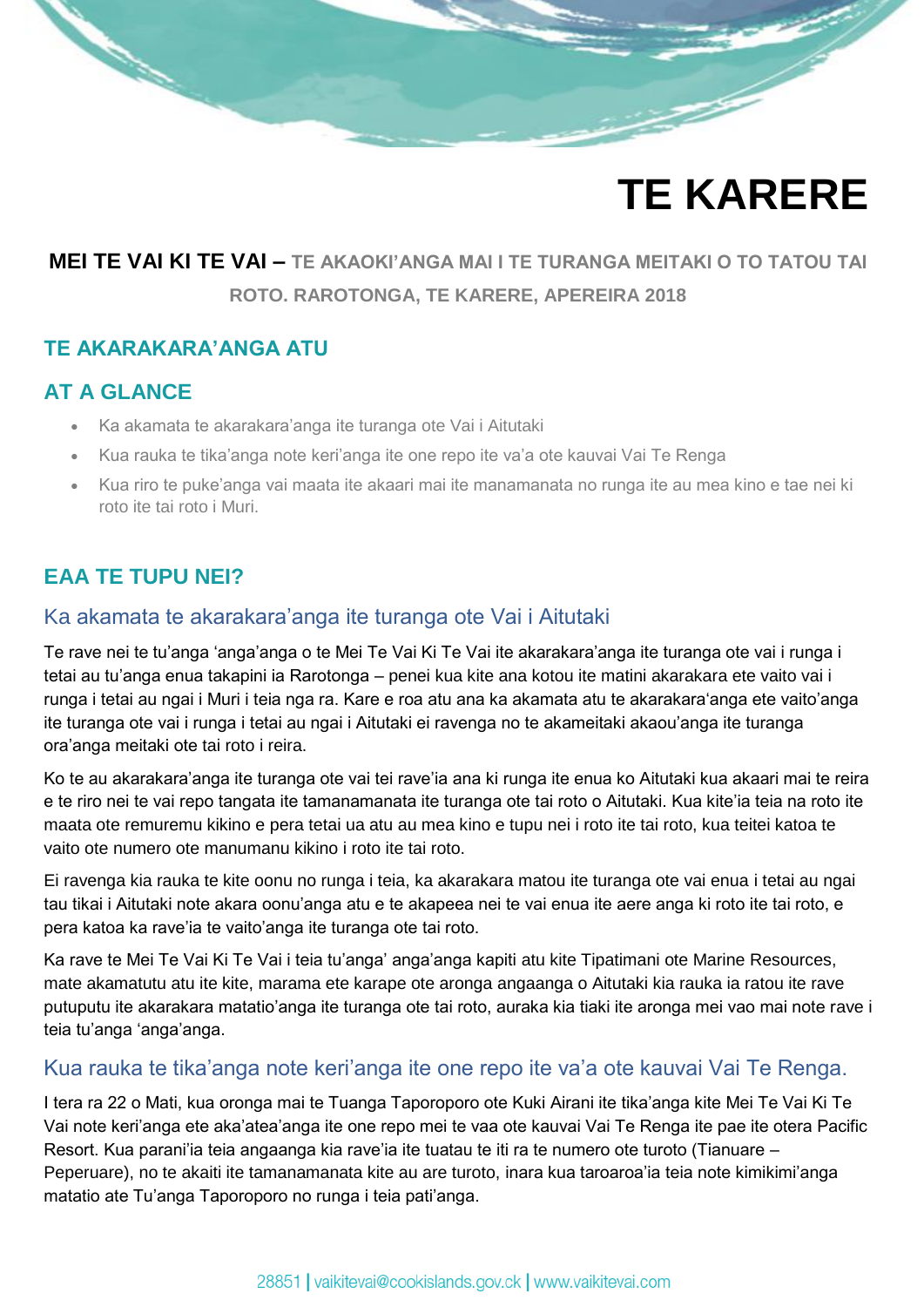# TE KARERE

**MEI TE VAI KI TE VAI –** TE AKAOKI'ANGA MAI I TE TURANGA MEITAKI O TO TATOU TAI ROTO. RAROTONGA, TE KARERE, APEREIRA 2018

## TE AKARAKARA'ANGA ATU

## AT A GLANCE

- Ka akamata te akarakara'anga ite turanga ote Vai i Aitutaki
- Kua rauka te tika'anga note keri'anga ite one repo ite va'a ote kauvai Vai Te Renga
- Kua riro te puke'anga vai maata ite akaari mai ite manamanata no runga ite au mea kino e tae nei ki roto ite tai roto i Muri.

## EAA TE TUPU NEI?

### Ka akamata te akarakara'anga ite turanga ote Vai i Aitutaki

Te rave nei te tu'anga 'anga'anga o te Mei Te Vai Ki Te Vai ite akarakara'anga ite turanga ote vai i runga i tetai au tu'anga enua takapini ia Rarotonga – penei kua kite ana kotou ite matini akarakara ete vaito vai i runga i tetai au ngai i Muri i teia nga ra. Kare e roa atu ana ka akamata atu te akarakara'anga ete vaito'anga ite turanga ote vai i runga i tetai au ngai i Aitutaki ei ravenga no te akameitaki akaou'anga ite turanga ora'anga meitaki ote tai roto i reira.

Ko te au akarakara'anga ite turanga ote vai tei rave'ia ana ki runga ite enua ko Aitutaki kua akaari mai te reira e te riro nei te vai repo tangata ite tamanamanata ite turanga ote tai roto o Aitutaki. Kua kite'ia teia na roto ite maata ote remuremu kikino e pera tetai ua atu au mea kino e tupu nei i roto ite tai roto, kua teitei katoa te vaito ote numero ote manumanu kikino i roto ite tai roto.

Ei ravenga kia rauka te kite oonu no runga i teia, ka akarakara matou ite turanga ote vai enua i tetai au ngai tau tikai i Aitutaki note akara oonu'anga atu e te akapeea nei te vai enua ite aere anga ki roto ite tai roto, e pera katoa ka rave'ia te vaito'anga ite turanga ote tai roto.

Ka rave te Mei Te Vai Ki Te Vai i teia tu'anga' anga'anga kapiti atu kite Tipatimani ote Marine Resources, mate akamatutu atu ite kite, marama ete karape ote aronga angaanga o Aitutaki kia rauka ia ratou ite rave putuputu ite akarakara matatio'anga ite turanga ote tai roto, auraka kia tiaki ite aronga mei vao mai note rave i teia tu'anga 'anga'anga.

### Kua rauka te tika'anga note keri'anga ite one repo ite va'a ote kauvai Vai Te Renga.

I tera ra 22 o Mati, kua oronga mai te Tuanga Taporoporo ote Kuki Airani ite tika'anga kite Mei Te Vai Ki Te Vai note keri'anga ete aka'atea'anga ite one repo mei te vaa ote kauvai Vai Te Renga ite pae ite otera Pacific Resort. Kua parani'ia teia angaanga kia rave'ia ite tuatau te iti ra te numero ote turoto (Tianuare – Peperuare), no te akaiti ite tamanamanata kite au are turoto, inara kua taroaroa'ia teia note kimikimi'anga matatio ate Tu'anga Taporoporo no runga i teia pati'anga.

28851 | vaikitevai@cookislands.gov.ck | www.vaikitevai.com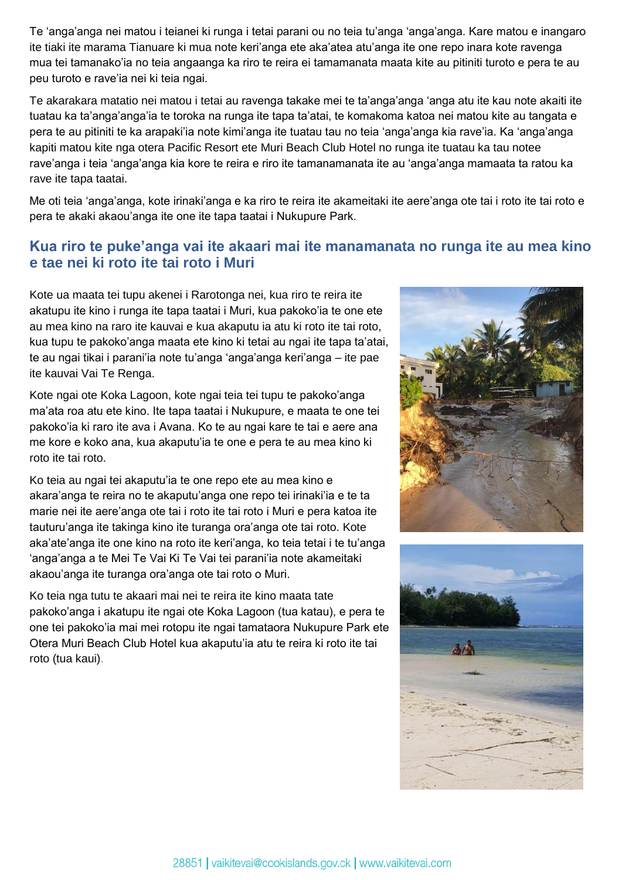Te ʻanga'anga nei matou i teianei ki runga i tetai parani ou no teia tu'anga ʻanga'anga. Kare matou e inangaro ite tiaki ite marama Tianuare ki mua note keri'anga ete aka'atea atu'anga ite one repo inara kote ravenga mua tei tamanako'ia no teia angaanga ka riro te reira ei tamamanata maata kite au pitiniti turoto e pera te au peu turoto e rave'ia nei ki teia ngai.

Te akarakara matatio nei matou i tetai au ravenga takake mei te ta'anga'anga ʻanga atu ite kau note akaiti ite tuatau ka ta'anga'anga'ia te toroka na runga ite tapa ta'atai, te komakoma katoa nei matou kite au tangata e pera te au pitiniti te ka arapaki'ia note kimi'anga ite tuatau tau no teia ʻanga'anga kia rave'ia. Ka ʻanga'anga kapiti matou kite nga otera Pacific Resort ete Muri Beach Club Hotel no runga ite tuatau ka tau notee rave'anga i teia ʻanga'anga kia kore te reira e riro ite tamanamanata ite au ʻanga'anga mamaata ta ratou ka rave ite tapa taatai.

Me oti teia ʻanga'anga, kote irinaki'anga e ka riro te reira ite akameitaki ite aere'anga ote tai i roto ite tai roto e pera te akaki akaou'anga ite one ite tapa taatai i Nukupure Park.

## Kua riro te puke'anga vai ite akaari mai ite manamanata no runga ite au mea kino e tae nei ki roto ite tai roto i Muri

Kote ua maata tei tupu akenei i Rarotonga nei, kua riro te reira ite akatupu ite kino i runga ite tapa taatai i Muri, kua pakoko'ia te one ete au mea kino na raro ite kauvai e kua akaputu ia atu ki roto ite tai roto, kua tupu te pakoko'anga maata ete kino ki tetai au ngai ite tapa ta'atai, te au ngai tikai i parani'ia note tu'anga ʻanga'anga keri'anga – ite pae ite kauvai Vai Te Renga.

Kote ngai ote Koka Lagoon, kote ngai teia tei tupu te pakoko'anga ma'ata roa atu ete kino. Ite tapa taatai i Nukupure, e maata te one tei pakoko'ia ki raro ite ava i Avana. Ko te au ngai kare te tai e aere ana me kore e koko ana, kua akaputu'ia te one e pera te au mea kino ki roto ite tai roto.

Ko teia au ngai tei akaputu'ia te one repo ete au mea kino e akara'anga te reira no te akaputu'anga one repo tei irinaki'ia e te ta marie nei ite aere'anga ote tai i roto ite tai roto i Muri e pera katoa ite tauturu'anga ite takinga kino ite turanga ora'anga ote tai roto. Kote aka'ate'anga ite one kino na roto ite keri'anga, ko teia tetai i te tu'anga ʻanga'anga a te Mei Te Vai Ki Te Vai tei parani'ia note akameitaki akaou'anga ite turanga ora'anga ote tai roto o Muri.

Ko teia nga tutu te akaari mai nei te reira ite kino maata tate pakoko'anga i akatupu ite ngai ote Koka Lagoon (tua katau), e pera te one tei pakoko'ia mai mei rotopu ite ngai tamataora Nukupure Park ete Otera Muri Beach Club Hotel kua akaputu'ia atu te reira ki roto ite tai roto (tua kaui).